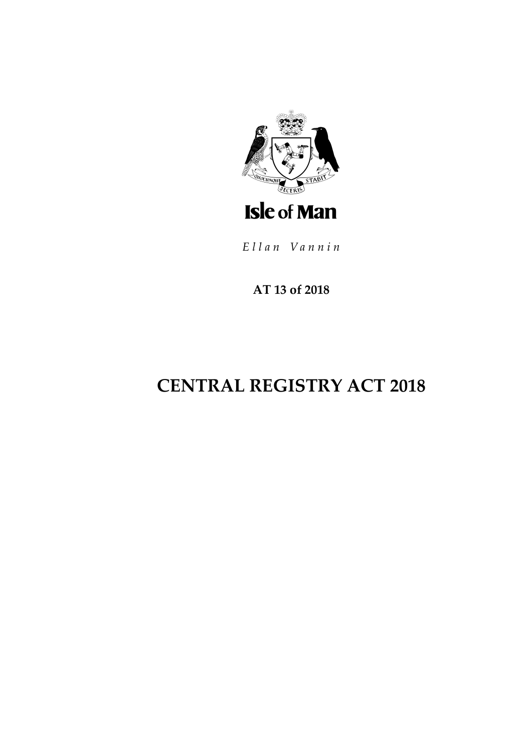Isle of Man

*Ellan Vannin*

**AT 13 of 2018**

# CENTRAL REGISTRY ACT 2018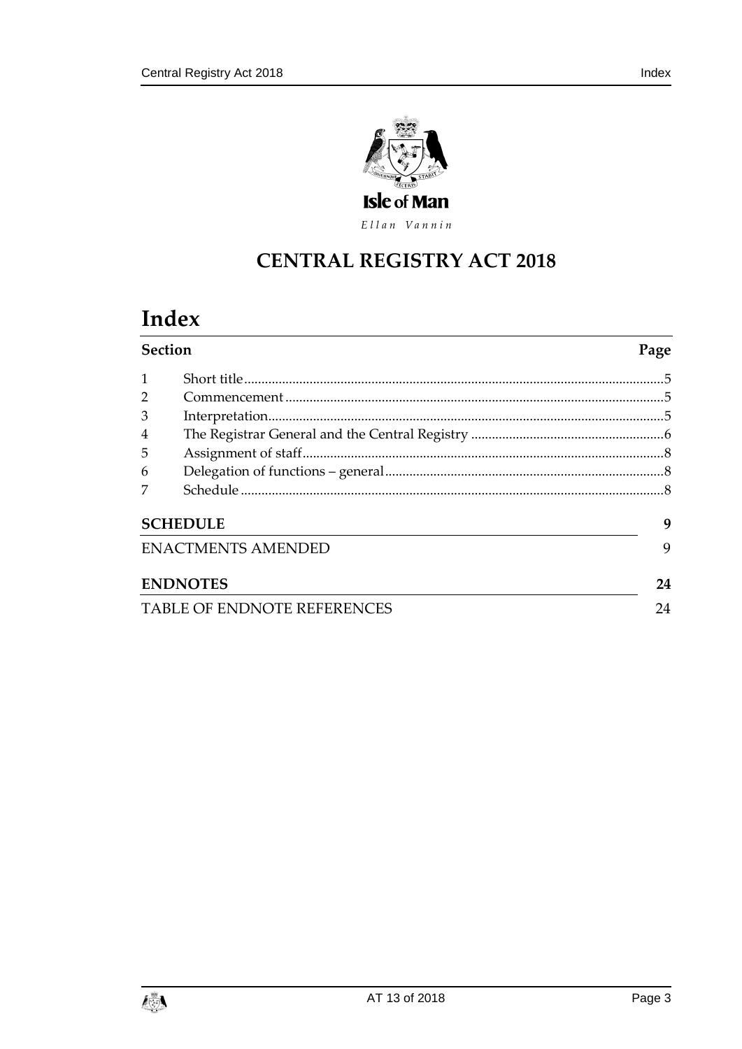Isle of Man

*Ellan Vannin*

# CENTRAL REGISTRY ACT 2018

# Index

| Section | | Page |
|---|---|---|
| 1 | Short title | 5 |
| 2 | Commencement | 5 |
| 3 | Interpretation | 5 |
| 4 | The Registrar General and the Central Registry | 6 |
| 5 | Assignment of staff | 8 |
| 6 | Delegation of functions – general | 8 |
| 7 | Schedule | 8 |

**SCHEDULE** 9

ENACTMENTS AMENDED 9

**ENDNOTES** 24

TABLE OF ENDNOTE REFERENCES 24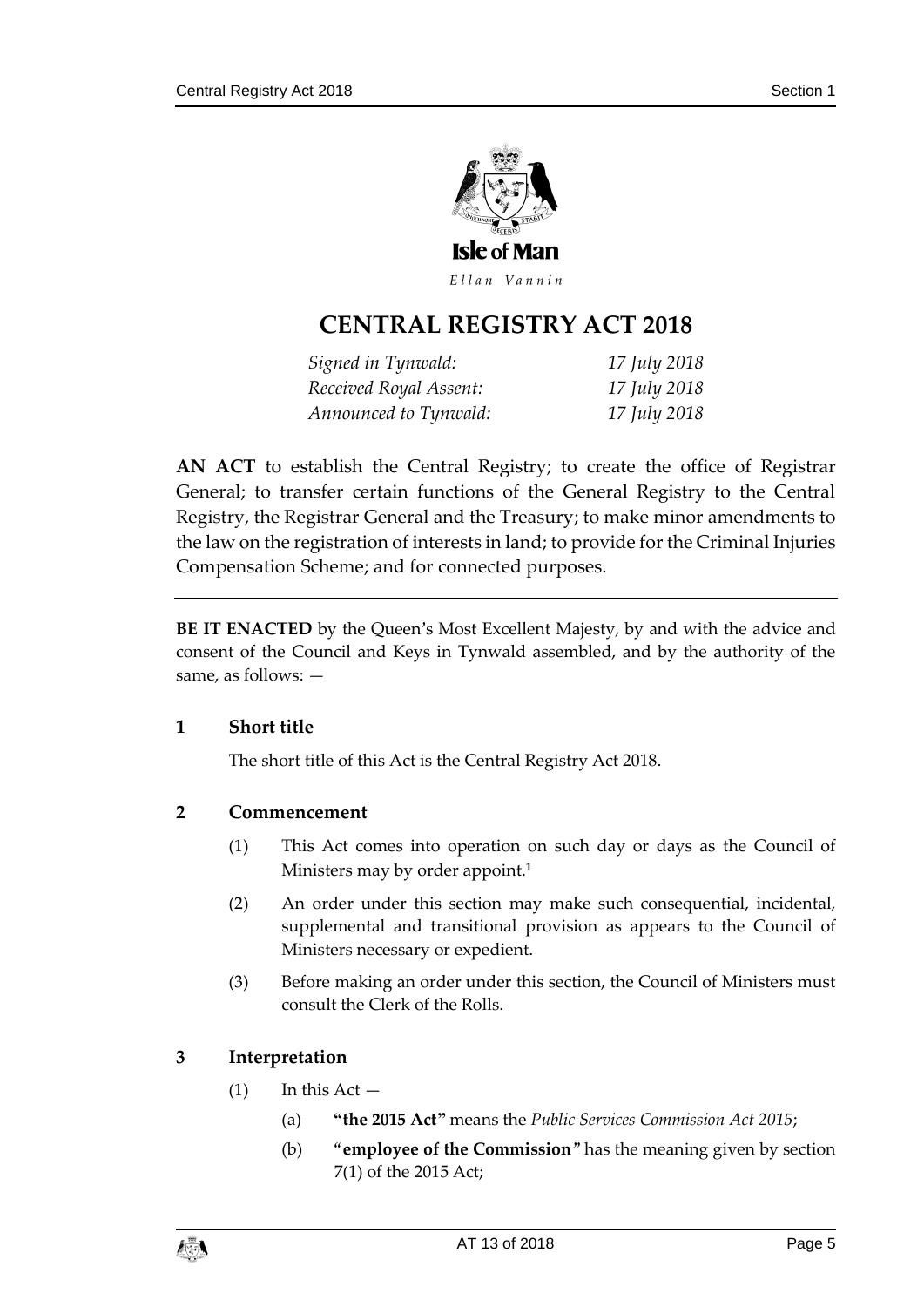Isle of Man

*Ellan Vannin*

# CENTRAL REGISTRY ACT 2018

| | |
|---|---|
| *Signed in Tynwald:* | *17 July 2018* |
| *Received Royal Assent:* | *17 July 2018* |
| *Announced to Tynwald:* | *17 July 2018* |

**AN ACT** to establish the Central Registry; to create the office of Registrar General; to transfer certain functions of the General Registry to the Central Registry, the Registrar General and the Treasury; to make minor amendments to the law on the registration of interests in land; to provide for the Criminal Injuries Compensation Scheme; and for connected purposes.

---

**BE IT ENACTED** by the Queen's Most Excellent Majesty, by and with the advice and consent of the Council and Keys in Tynwald assembled, and by the authority of the same, as follows: —

## 1 Short title

The short title of this Act is the Central Registry Act 2018.

## 2 Commencement

(1) This Act comes into operation on such day or days as the Council of Ministers may by order appoint.[1]

(2) An order under this section may make such consequential, incidental, supplemental and transitional provision as appears to the Council of Ministers necessary or expedient.

(3) Before making an order under this section, the Council of Ministers must consult the Clerk of the Rolls.

## 3 Interpretation

(1) In this Act —

(a) **"the 2015 Act"** means the *Public Services Commission Act 2015*;

(b) "**employee of the Commission**" has the meaning given by section 7(1) of the 2015 Act;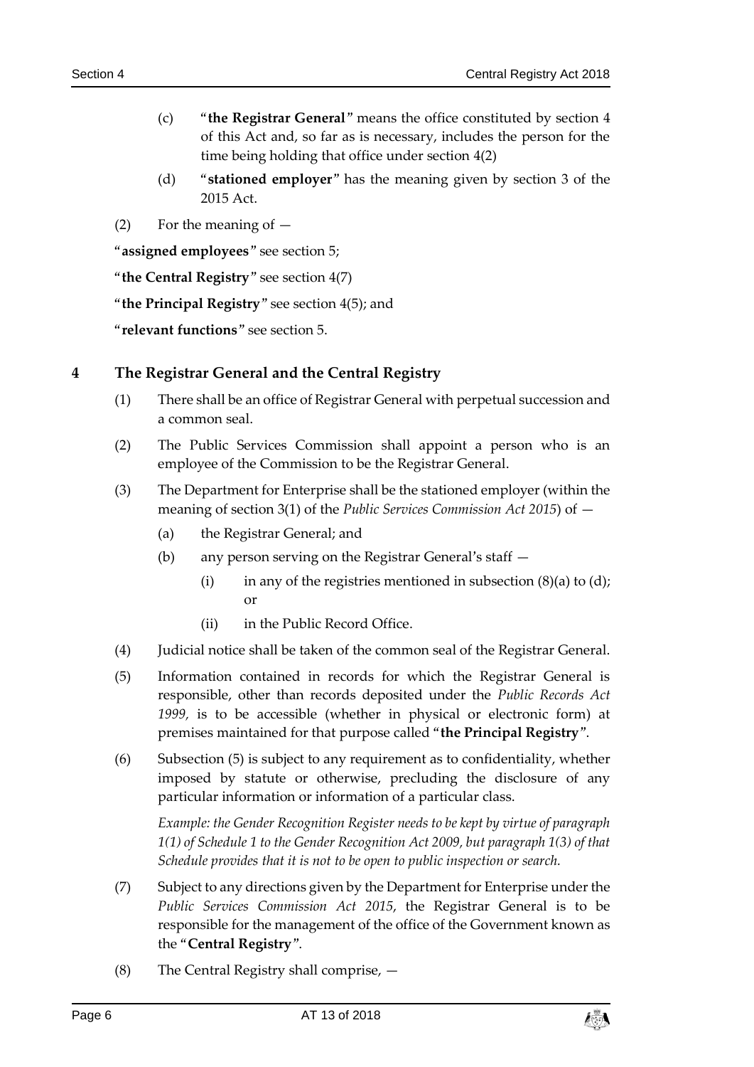(c) "**the Registrar General**" means the office constituted by section 4 of this Act and, so far as is necessary, includes the person for the time being holding that office under section 4(2)

(d) "**stationed employer**" has the meaning given by section 3 of the 2015 Act.

(2) For the meaning of —

"**assigned employees**" see section 5;

"**the Central Registry**" see section 4(7)

"**the Principal Registry**" see section 4(5); and

"**relevant functions**" see section 5.

## 4 The Registrar General and the Central Registry

(1) There shall be an office of Registrar General with perpetual succession and a common seal.

(2) The Public Services Commission shall appoint a person who is an employee of the Commission to be the Registrar General.

(3) The Department for Enterprise shall be the stationed employer (within the meaning of section 3(1) of the *Public Services Commission Act 2015*) of —

(a) the Registrar General; and

(b) any person serving on the Registrar General's staff —

(i) in any of the registries mentioned in subsection (8)(a) to (d); or

(ii) in the Public Record Office.

(4) Judicial notice shall be taken of the common seal of the Registrar General.

(5) Information contained in records for which the Registrar General is responsible, other than records deposited under the *Public Records Act 1999*, is to be accessible (whether in physical or electronic form) at premises maintained for that purpose called "**the Principal Registry**".

(6) Subsection (5) is subject to any requirement as to confidentiality, whether imposed by statute or otherwise, precluding the disclosure of any particular information or information of a particular class.

*Example: the Gender Recognition Register needs to be kept by virtue of paragraph 1(1) of Schedule 1 to the Gender Recognition Act 2009, but paragraph 1(3) of that Schedule provides that it is not to be open to public inspection or search.*

(7) Subject to any directions given by the Department for Enterprise under the *Public Services Commission Act 2015*, the Registrar General is to be responsible for the management of the office of the Government known as the "**Central Registry**".

(8) The Central Registry shall comprise, —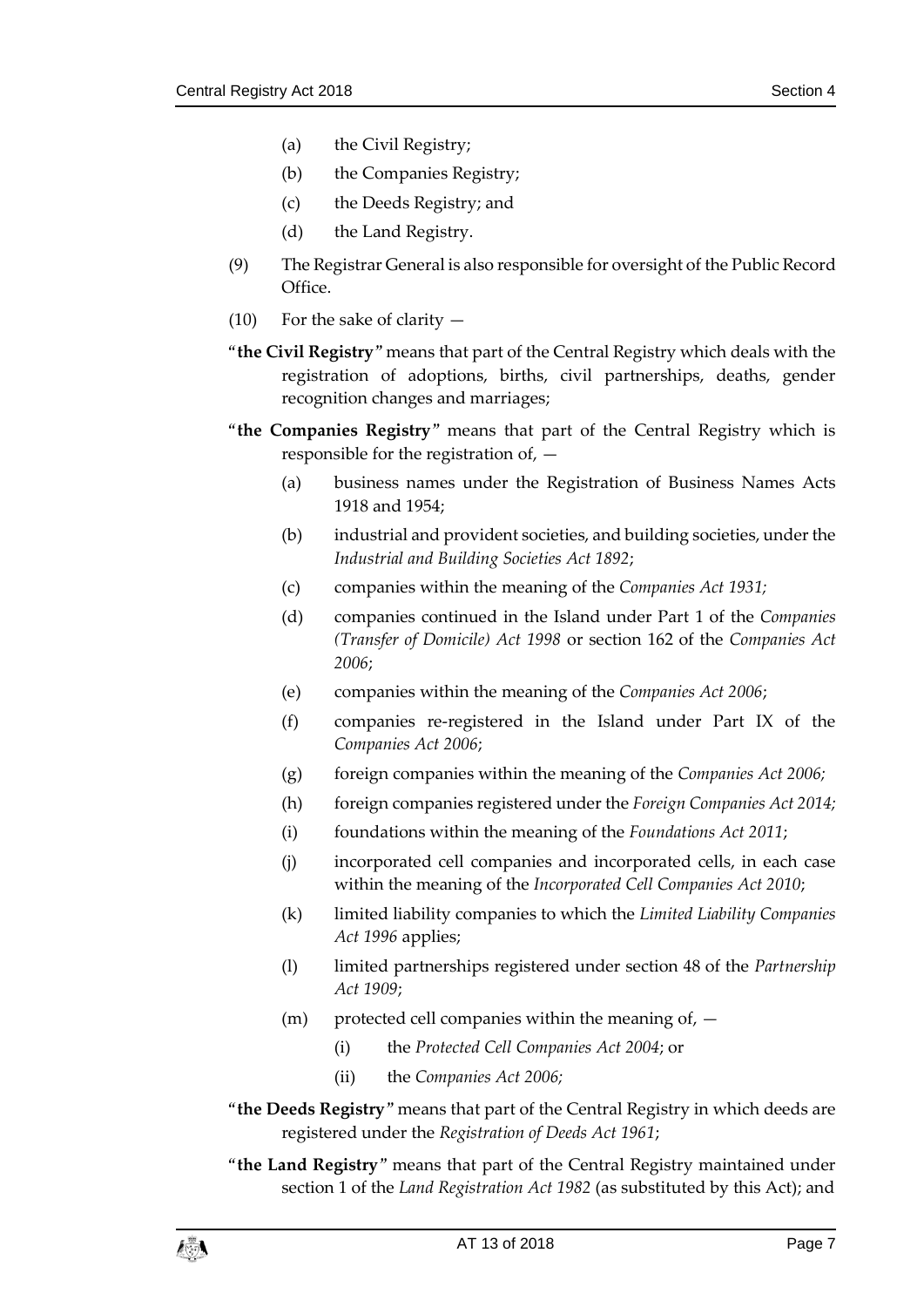(a) the Civil Registry;

(b) the Companies Registry;

(c) the Deeds Registry; and

(d) the Land Registry.

(9) The Registrar General is also responsible for oversight of the Public Record Office.

(10) For the sake of clarity —

"**the Civil Registry**" means that part of the Central Registry which deals with the registration of adoptions, births, civil partnerships, deaths, gender recognition changes and marriages;

"**the Companies Registry**" means that part of the Central Registry which is responsible for the registration of, —

(a) business names under the Registration of Business Names Acts 1918 and 1954;

(b) industrial and provident societies, and building societies, under the *Industrial and Building Societies Act 1892*;

(c) companies within the meaning of the *Companies Act 1931;*

(d) companies continued in the Island under Part 1 of the *Companies (Transfer of Domicile) Act 1998* or section 162 of the *Companies Act 2006*;

(e) companies within the meaning of the *Companies Act 2006*;

(f) companies re-registered in the Island under Part IX of the *Companies Act 2006*;

(g) foreign companies within the meaning of the *Companies Act 2006;*

(h) foreign companies registered under the *Foreign Companies Act 2014;*

(i) foundations within the meaning of the *Foundations Act 2011*;

(j) incorporated cell companies and incorporated cells, in each case within the meaning of the *Incorporated Cell Companies Act 2010*;

(k) limited liability companies to which the *Limited Liability Companies Act 1996* applies;

(l) limited partnerships registered under section 48 of the *Partnership Act 1909*;

(m) protected cell companies within the meaning of, —

(i) the *Protected Cell Companies Act 2004*; or

(ii) the *Companies Act 2006;*

"**the Deeds Registry**" means that part of the Central Registry in which deeds are registered under the *Registration of Deeds Act 1961*;

"**the Land Registry**" means that part of the Central Registry maintained under section 1 of the *Land Registration Act 1982* (as substituted by this Act); and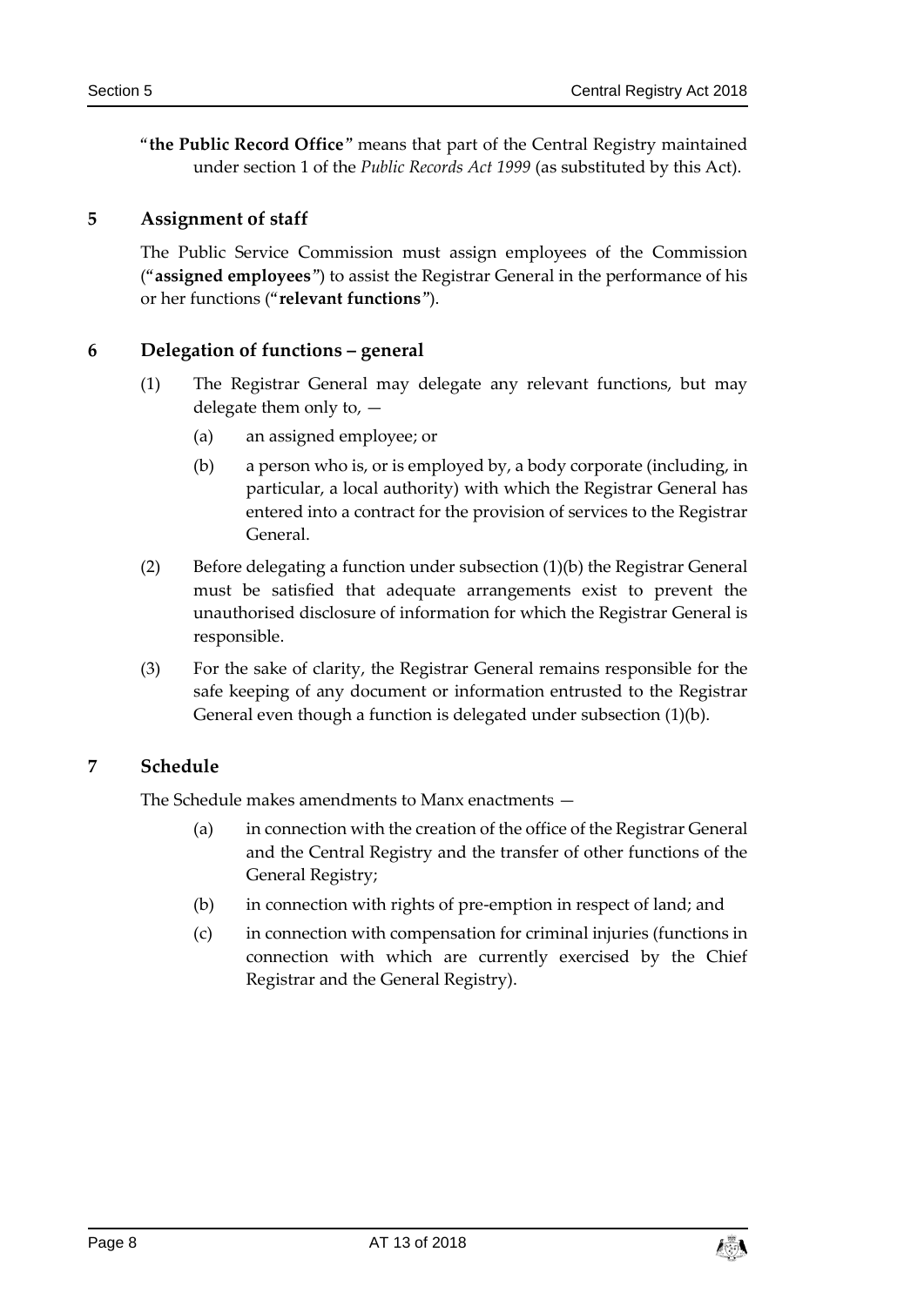"**the Public Record Office**" means that part of the Central Registry maintained under section 1 of the *Public Records Act 1999* (as substituted by this Act).

## 5 Assignment of staff

The Public Service Commission must assign employees of the Commission ("**assigned employees**") to assist the Registrar General in the performance of his or her functions ("**relevant functions**").

## 6 Delegation of functions – general

(1) The Registrar General may delegate any relevant functions, but may delegate them only to, —

(a) an assigned employee; or

(b) a person who is, or is employed by, a body corporate (including, in particular, a local authority) with which the Registrar General has entered into a contract for the provision of services to the Registrar General.

(2) Before delegating a function under subsection (1)(b) the Registrar General must be satisfied that adequate arrangements exist to prevent the unauthorised disclosure of information for which the Registrar General is responsible.

(3) For the sake of clarity, the Registrar General remains responsible for the safe keeping of any document or information entrusted to the Registrar General even though a function is delegated under subsection (1)(b).

## 7 Schedule

The Schedule makes amendments to Manx enactments —

(a) in connection with the creation of the office of the Registrar General and the Central Registry and the transfer of other functions of the General Registry;

(b) in connection with rights of pre-emption in respect of land; and

(c) in connection with compensation for criminal injuries (functions in connection with which are currently exercised by the Chief Registrar and the General Registry).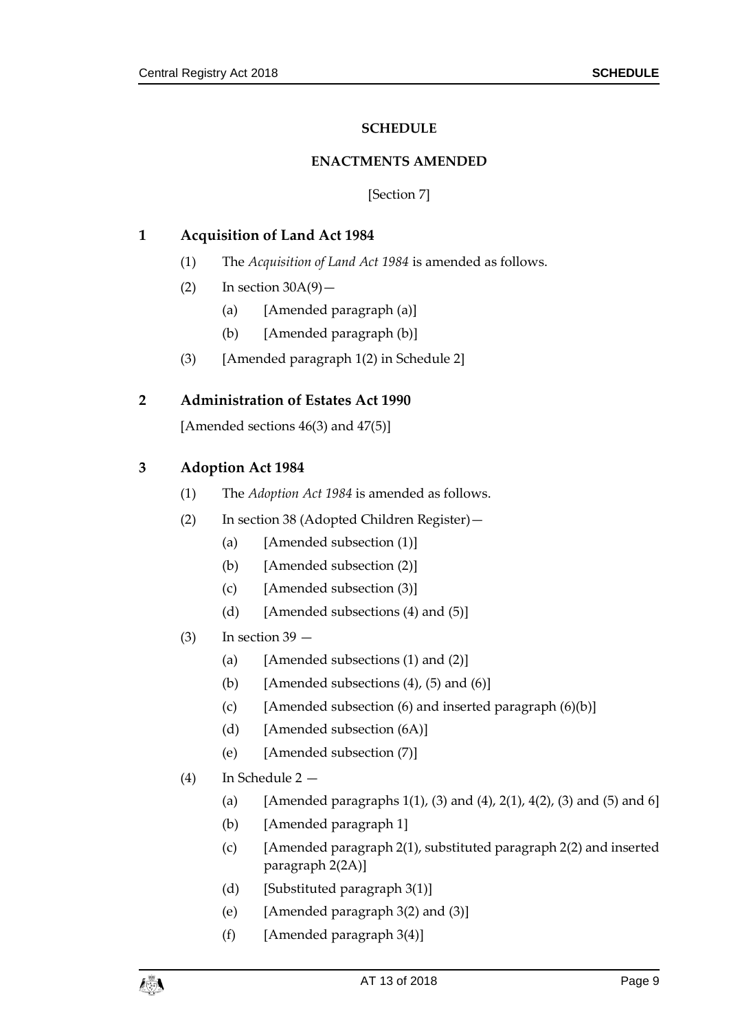# SCHEDULE

## ENACTMENTS AMENDED

[Section 7]

### 1 Acquisition of Land Act 1984

(1) The *Acquisition of Land Act 1984* is amended as follows.

(2) In section 30A(9)—

(a) [Amended paragraph (a)]

(b) [Amended paragraph (b)]

(3) [Amended paragraph 1(2) in Schedule 2]

### 2 Administration of Estates Act 1990

[Amended sections 46(3) and 47(5)]

### 3 Adoption Act 1984

(1) The *Adoption Act 1984* is amended as follows.

(2) In section 38 (Adopted Children Register)—

(a) [Amended subsection (1)]

(b) [Amended subsection (2)]

(c) [Amended subsection (3)]

(d) [Amended subsections (4) and (5)]

(3) In section 39 —

(a) [Amended subsections (1) and (2)]

(b) [Amended subsections (4), (5) and (6)]

(c) [Amended subsection (6) and inserted paragraph (6)(b)]

(d) [Amended subsection (6A)]

(e) [Amended subsection (7)]

(4) In Schedule 2 —

(a) [Amended paragraphs 1(1), (3) and (4), 2(1), 4(2), (3) and (5) and 6]

(b) [Amended paragraph 1]

(c) [Amended paragraph 2(1), substituted paragraph 2(2) and inserted paragraph 2(2A)]

(d) [Substituted paragraph 3(1)]

(e) [Amended paragraph 3(2) and (3)]

(f) [Amended paragraph 3(4)]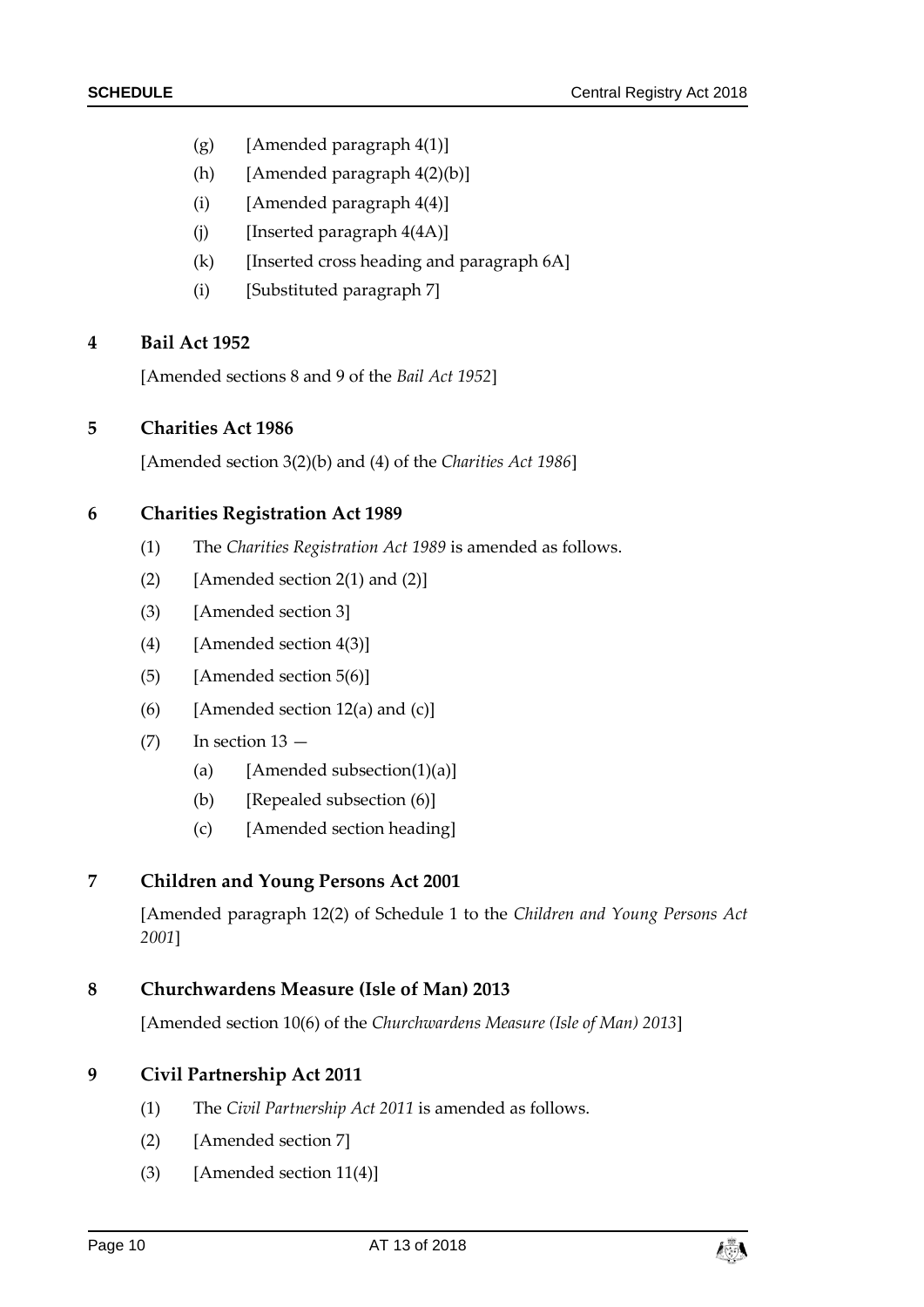(g) [Amended paragraph 4(1)]

(h) [Amended paragraph 4(2)(b)]

(i) [Amended paragraph 4(4)]

(j) [Inserted paragraph 4(4A)]

(k) [Inserted cross heading and paragraph 6A]

(i) [Substituted paragraph 7]

**4 Bail Act 1952**

[Amended sections 8 and 9 of the *Bail Act 1952*]

**5 Charities Act 1986**

[Amended section 3(2)(b) and (4) of the *Charities Act 1986*]

**6 Charities Registration Act 1989**

(1) The *Charities Registration Act 1989* is amended as follows.

(2) [Amended section 2(1) and (2)]

(3) [Amended section 3]

(4) [Amended section 4(3)]

(5) [Amended section 5(6)]

(6) [Amended section 12(a) and (c)]

(7) In section 13 —

  (a) [Amended subsection(1)(a)]

  (b) [Repealed subsection (6)]

  (c) [Amended section heading]

**7 Children and Young Persons Act 2001**

[Amended paragraph 12(2) of Schedule 1 to the *Children and Young Persons Act 2001*]

**8 Churchwardens Measure (Isle of Man) 2013**

[Amended section 10(6) of the *Churchwardens Measure (Isle of Man) 2013*]

**9 Civil Partnership Act 2011**

(1) The *Civil Partnership Act 2011* is amended as follows.

(2) [Amended section 7]

(3) [Amended section 11(4)]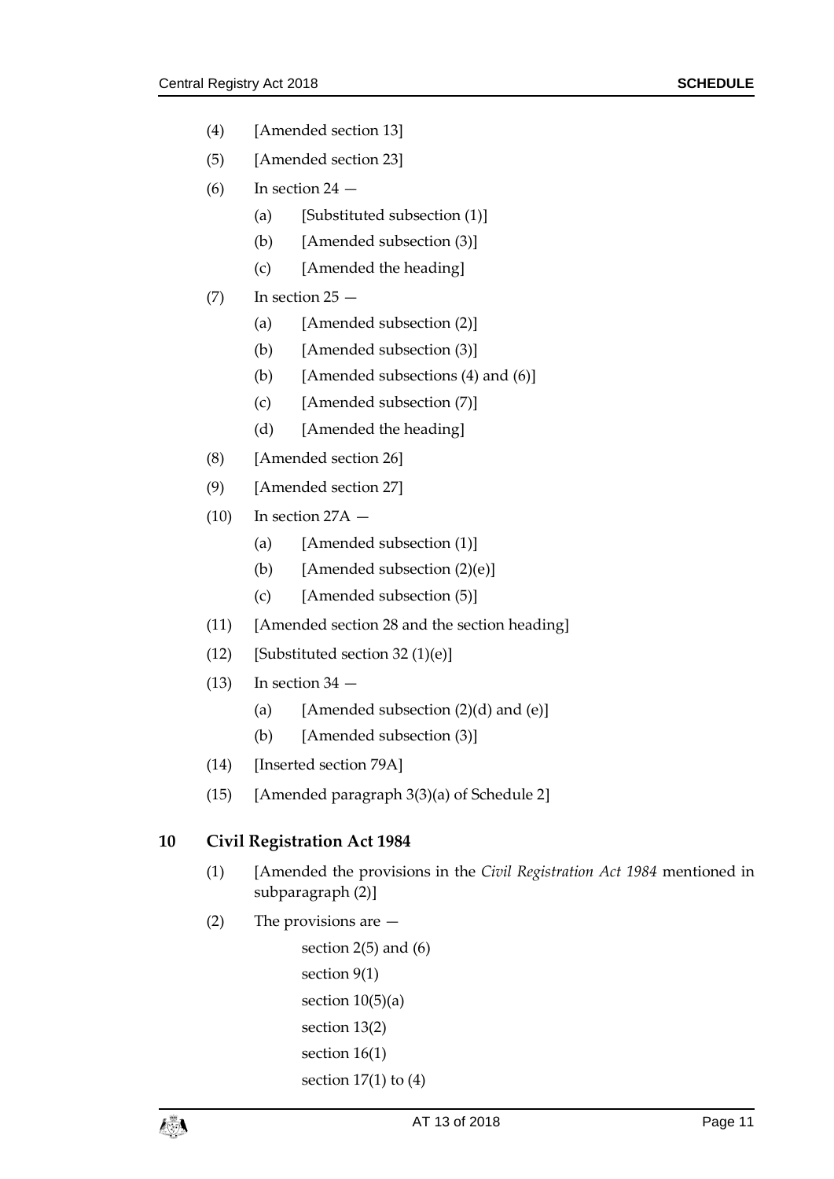(4) [Amended section 13]

(5) [Amended section 23]

(6) In section 24 —

- (a) [Substituted subsection (1)]
- (b) [Amended subsection (3)]
- (c) [Amended the heading]

(7) In section 25 —

- (a) [Amended subsection (2)]
- (b) [Amended subsection (3)]
- (b) [Amended subsections (4) and (6)]
- (c) [Amended subsection (7)]
- (d) [Amended the heading]

(8) [Amended section 26]

(9) [Amended section 27]

(10) In section 27A —

- (a) [Amended subsection (1)]
- (b) [Amended subsection (2)(e)]
- (c) [Amended subsection (5)]

(11) [Amended section 28 and the section heading]

(12) [Substituted section 32 (1)(e)]

(13) In section 34 —

- (a) [Amended subsection (2)(d) and (e)]
- (b) [Amended subsection (3)]

(14) [Inserted section 79A]

(15) [Amended paragraph 3(3)(a) of Schedule 2]

## 10 Civil Registration Act 1984

(1) [Amended the provisions in the *Civil Registration Act 1984* mentioned in subparagraph (2)]

(2) The provisions are —

section 2(5) and (6)

section 9(1)

section 10(5)(a)

section 13(2)

section 16(1)

section 17(1) to (4)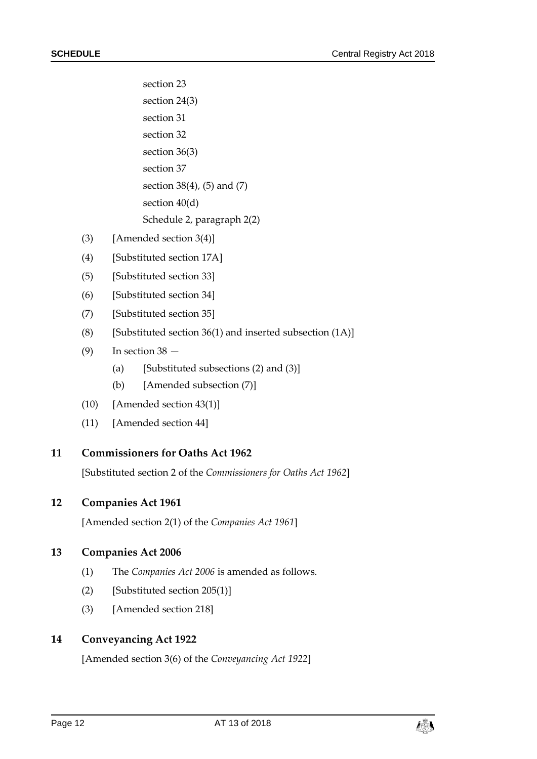section 23

section 24(3)

section 31

section 32

section 36(3)

section 37

section 38(4), (5) and (7)

section 40(d)

Schedule 2, paragraph 2(2)

(3) [Amended section 3(4)]

(4) [Substituted section 17A]

(5) [Substituted section 33]

(6) [Substituted section 34]

(7) [Substituted section 35]

(8) [Substituted section 36(1) and inserted subsection (1A)]

(9) In section 38 —

(a) [Substituted subsections (2) and (3)]

(b) [Amended subsection (7)]

(10) [Amended section 43(1)]

(11) [Amended section 44]

## 11 Commissioners for Oaths Act 1962

[Substituted section 2 of the *Commissioners for Oaths Act 1962*]

## 12 Companies Act 1961

[Amended section 2(1) of the *Companies Act 1961*]

## 13 Companies Act 2006

(1) The *Companies Act 2006* is amended as follows.

(2) [Substituted section 205(1)]

(3) [Amended section 218]

## 14 Conveyancing Act 1922

[Amended section 3(6) of the *Conveyancing Act 1922*]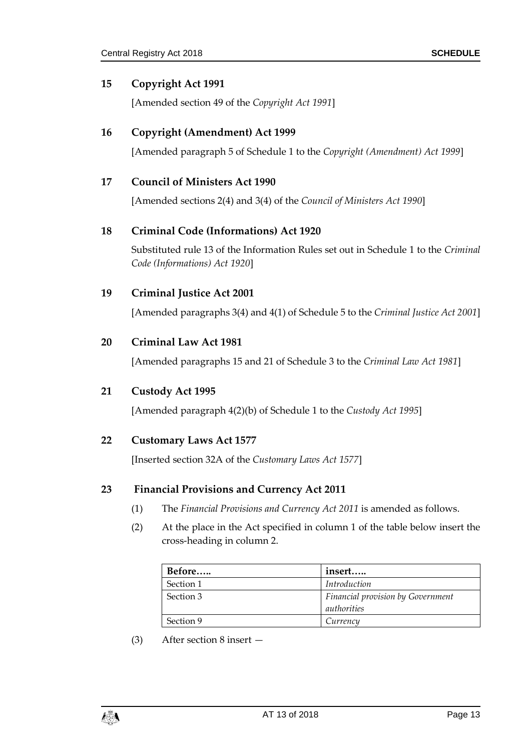## 15 Copyright Act 1991

[Amended section 49 of the *Copyright Act 1991*]

## 16 Copyright (Amendment) Act 1999

[Amended paragraph 5 of Schedule 1 to the *Copyright (Amendment) Act 1999*]

## 17 Council of Ministers Act 1990

[Amended sections 2(4) and 3(4) of the *Council of Ministers Act 1990*]

## 18 Criminal Code (Informations) Act 1920

Substituted rule 13 of the Information Rules set out in Schedule 1 to the *Criminal Code (Informations) Act 1920*]

## 19 Criminal Justice Act 2001

[Amended paragraphs 3(4) and 4(1) of Schedule 5 to the *Criminal Justice Act 2001*]

## 20 Criminal Law Act 1981

[Amended paragraphs 15 and 21 of Schedule 3 to the *Criminal Law Act 1981*]

## 21 Custody Act 1995

[Amended paragraph 4(2)(b) of Schedule 1 to the *Custody Act 1995*]

## 22 Customary Laws Act 1577

[Inserted section 32A of the *Customary Laws Act 1577*]

## 23 Financial Provisions and Currency Act 2011

(1) The *Financial Provisions and Currency Act 2011* is amended as follows.

(2) At the place in the Act specified in column 1 of the table below insert the cross-heading in column 2.

| **Before…..** | **insert…..** |
|---|---|
| Section 1 | *Introduction* |
| Section 3 | *Financial provision by Government authorities* |
| Section 9 | *Currency* |

(3) After section 8 insert —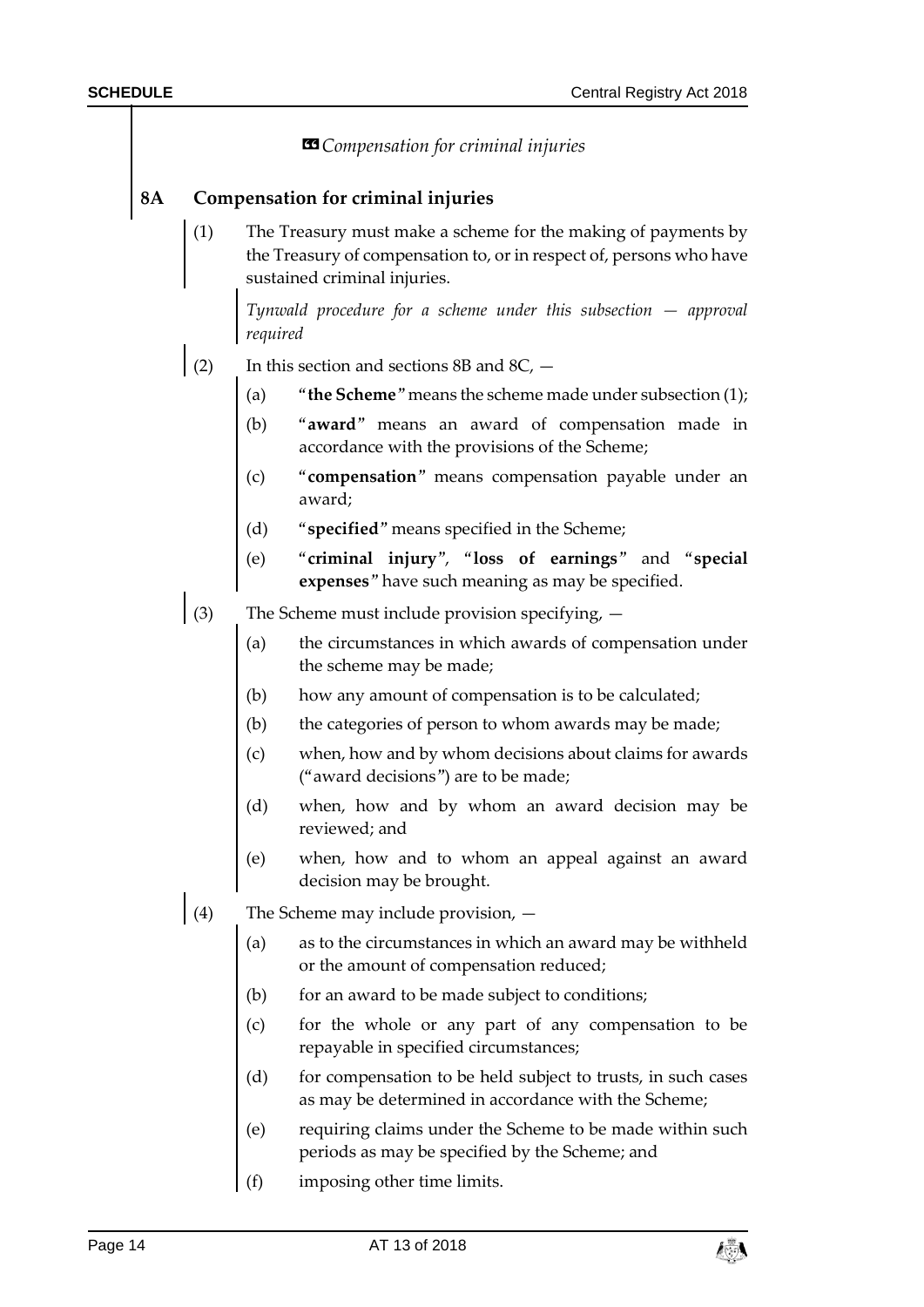*Compensation for criminal injuries*

**8A Compensation for criminal injuries**

(1) The Treasury must make a scheme for the making of payments by the Treasury of compensation to, or in respect of, persons who have sustained criminal injuries.

*Tynwald procedure for a scheme under this subsection — approval required*

(2) In this section and sections 8B and 8C, —

(a) "**the Scheme**" means the scheme made under subsection (1);

(b) "**award**" means an award of compensation made in accordance with the provisions of the Scheme;

(c) "**compensation**" means compensation payable under an award;

(d) "**specified**" means specified in the Scheme;

(e) "**criminal injury**", "**loss of earnings**" and "**special expenses**" have such meaning as may be specified.

(3) The Scheme must include provision specifying, —

(a) the circumstances in which awards of compensation under the scheme may be made;

(b) how any amount of compensation is to be calculated;

(b) the categories of person to whom awards may be made;

(c) when, how and by whom decisions about claims for awards ("award decisions") are to be made;

(d) when, how and by whom an award decision may be reviewed; and

(e) when, how and to whom an appeal against an award decision may be brought.

(4) The Scheme may include provision, —

(a) as to the circumstances in which an award may be withheld or the amount of compensation reduced;

(b) for an award to be made subject to conditions;

(c) for the whole or any part of any compensation to be repayable in specified circumstances;

(d) for compensation to be held subject to trusts, in such cases as may be determined in accordance with the Scheme;

(e) requiring claims under the Scheme to be made within such periods as may be specified by the Scheme; and

(f) imposing other time limits.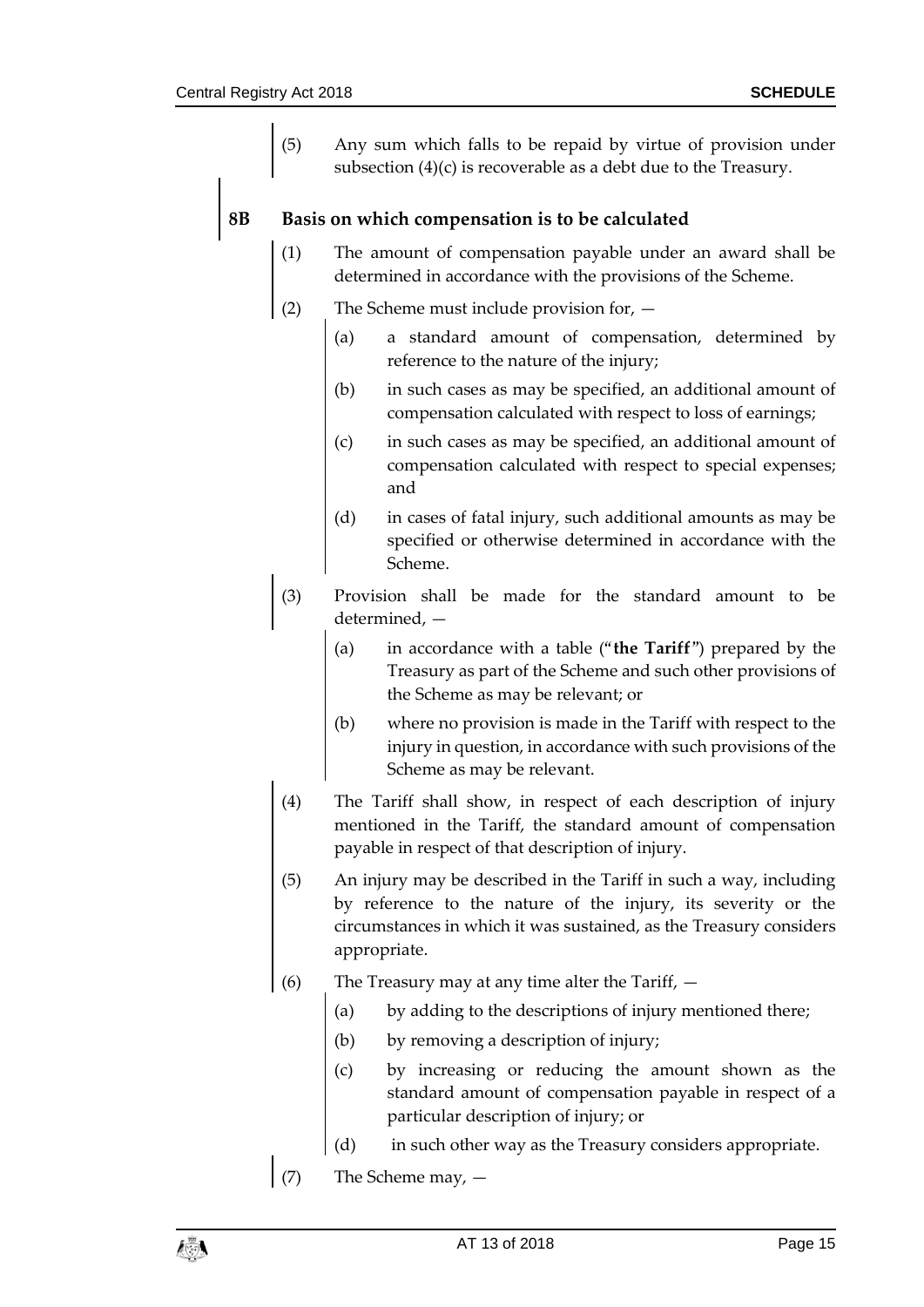(5) Any sum which falls to be repaid by virtue of provision under subsection (4)(c) is recoverable as a debt due to the Treasury.

### 8B Basis on which compensation is to be calculated

(1) The amount of compensation payable under an award shall be determined in accordance with the provisions of the Scheme.

(2) The Scheme must include provision for, —

(a) a standard amount of compensation, determined by reference to the nature of the injury;

(b) in such cases as may be specified, an additional amount of compensation calculated with respect to loss of earnings;

(c) in such cases as may be specified, an additional amount of compensation calculated with respect to special expenses; and

(d) in cases of fatal injury, such additional amounts as may be specified or otherwise determined in accordance with the Scheme.

(3) Provision shall be made for the standard amount to be determined, —

(a) in accordance with a table ("**the Tariff**") prepared by the Treasury as part of the Scheme and such other provisions of the Scheme as may be relevant; or

(b) where no provision is made in the Tariff with respect to the injury in question, in accordance with such provisions of the Scheme as may be relevant.

(4) The Tariff shall show, in respect of each description of injury mentioned in the Tariff, the standard amount of compensation payable in respect of that description of injury.

(5) An injury may be described in the Tariff in such a way, including by reference to the nature of the injury, its severity or the circumstances in which it was sustained, as the Treasury considers appropriate.

(6) The Treasury may at any time alter the Tariff, —

(a) by adding to the descriptions of injury mentioned there;

(b) by removing a description of injury;

(c) by increasing or reducing the amount shown as the standard amount of compensation payable in respect of a particular description of injury; or

(d) in such other way as the Treasury considers appropriate.

(7) The Scheme may, —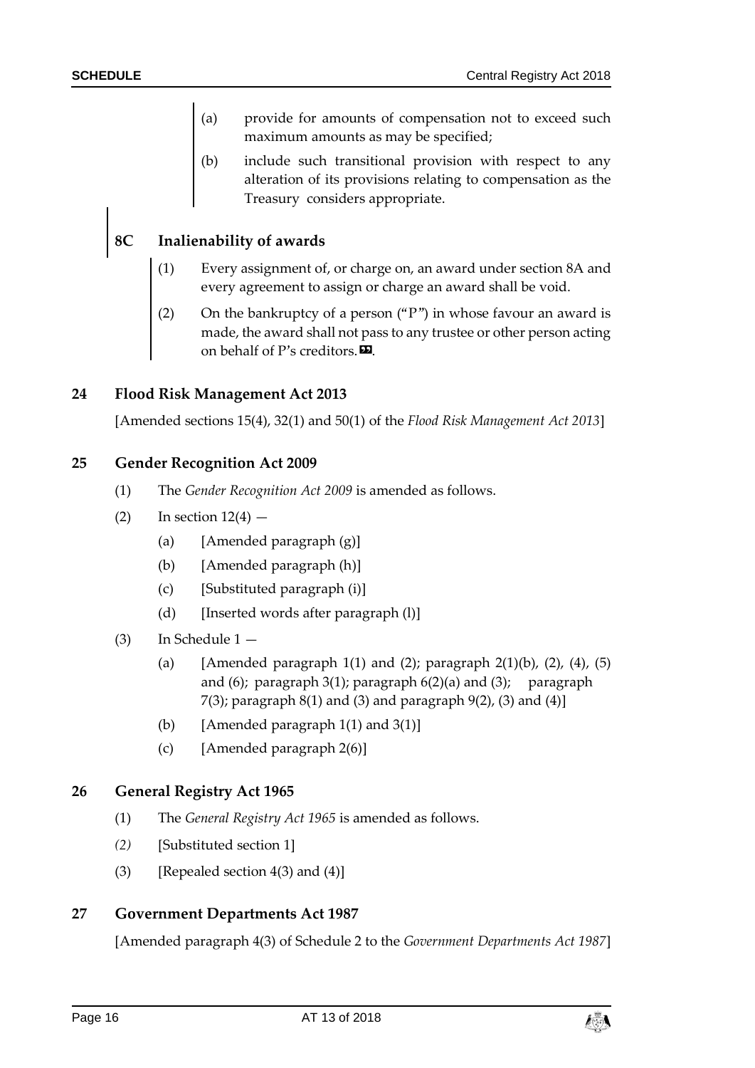(a) provide for amounts of compensation not to exceed such maximum amounts as may be specified;

(b) include such transitional provision with respect to any alteration of its provisions relating to compensation as the Treasury considers appropriate.

### 8C Inalienability of awards

(1) Every assignment of, or charge on, an award under section 8A and every agreement to assign or charge an award shall be void.

(2) On the bankruptcy of a person ("P") in whose favour an award is made, the award shall not pass to any trustee or other person acting on behalf of P's creditors. ».

## 24 Flood Risk Management Act 2013

[Amended sections 15(4), 32(1) and 50(1) of the *Flood Risk Management Act 2013*]

## 25 Gender Recognition Act 2009

(1) The *Gender Recognition Act 2009* is amended as follows.

(2) In section 12(4) —

(a) [Amended paragraph (g)]

(b) [Amended paragraph (h)]

(c) [Substituted paragraph (i)]

(d) [Inserted words after paragraph (l)]

(3) In Schedule 1 —

(a) [Amended paragraph 1(1) and (2); paragraph 2(1)(b), (2), (4), (5) and (6); paragraph 3(1); paragraph 6(2)(a) and (3); paragraph 7(3); paragraph 8(1) and (3) and paragraph 9(2), (3) and (4)]

(b) [Amended paragraph 1(1) and 3(1)]

(c) [Amended paragraph 2(6)]

## 26 General Registry Act 1965

(1) The *General Registry Act 1965* is amended as follows.

*(2)* [Substituted section 1]

(3) [Repealed section 4(3) and (4)]

## 27 Government Departments Act 1987

[Amended paragraph 4(3) of Schedule 2 to the *Government Departments Act 1987*]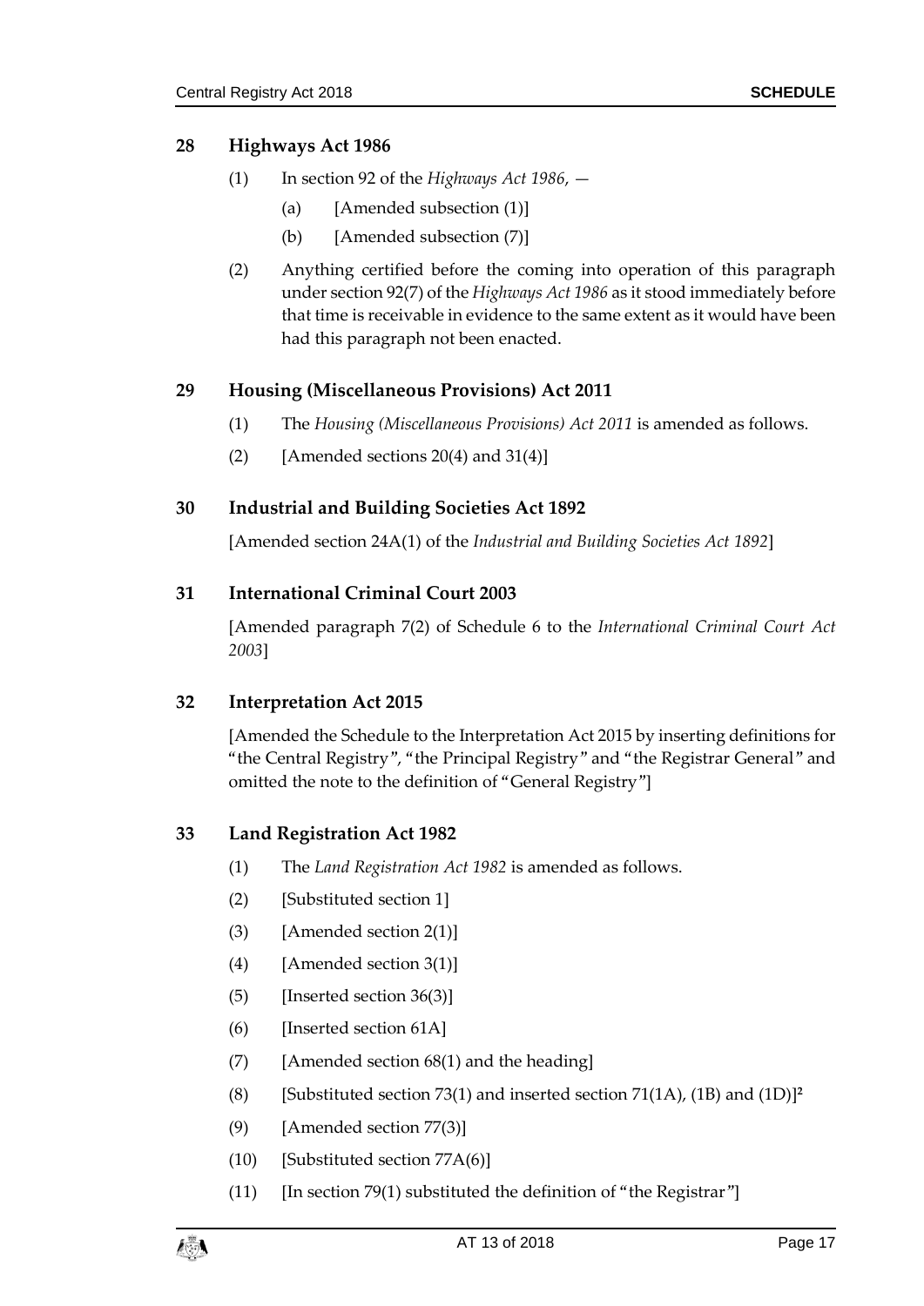## 28 Highways Act 1986

(1) In section 92 of the *Highways Act 1986*, —

(a) [Amended subsection (1)]

(b) [Amended subsection (7)]

(2) Anything certified before the coming into operation of this paragraph under section 92(7) of the *Highways Act 1986* as it stood immediately before that time is receivable in evidence to the same extent as it would have been had this paragraph not been enacted.

## 29 Housing (Miscellaneous Provisions) Act 2011

(1) The *Housing (Miscellaneous Provisions) Act 2011* is amended as follows.

(2) [Amended sections 20(4) and 31(4)]

## 30 Industrial and Building Societies Act 1892

[Amended section 24A(1) of the *Industrial and Building Societies Act 1892*]

## 31 International Criminal Court 2003

[Amended paragraph 7(2) of Schedule 6 to the *International Criminal Court Act 2003*]

## 32 Interpretation Act 2015

[Amended the Schedule to the Interpretation Act 2015 by inserting definitions for "the Central Registry", "the Principal Registry" and "the Registrar General" and omitted the note to the definition of "General Registry"]

## 33 Land Registration Act 1982

(1) The *Land Registration Act 1982* is amended as follows.

(2) [Substituted section 1]

(3) [Amended section 2(1)]

(4) [Amended section 3(1)]

(5) [Inserted section 36(3)]

(6) [Inserted section 61A]

(7) [Amended section 68(1) and the heading]

(8) [Substituted section 73(1) and inserted section 71(1A), (1B) and (1D)][2]

(9) [Amended section 77(3)]

(10) [Substituted section 77A(6)]

(11) [In section 79(1) substituted the definition of "the Registrar"]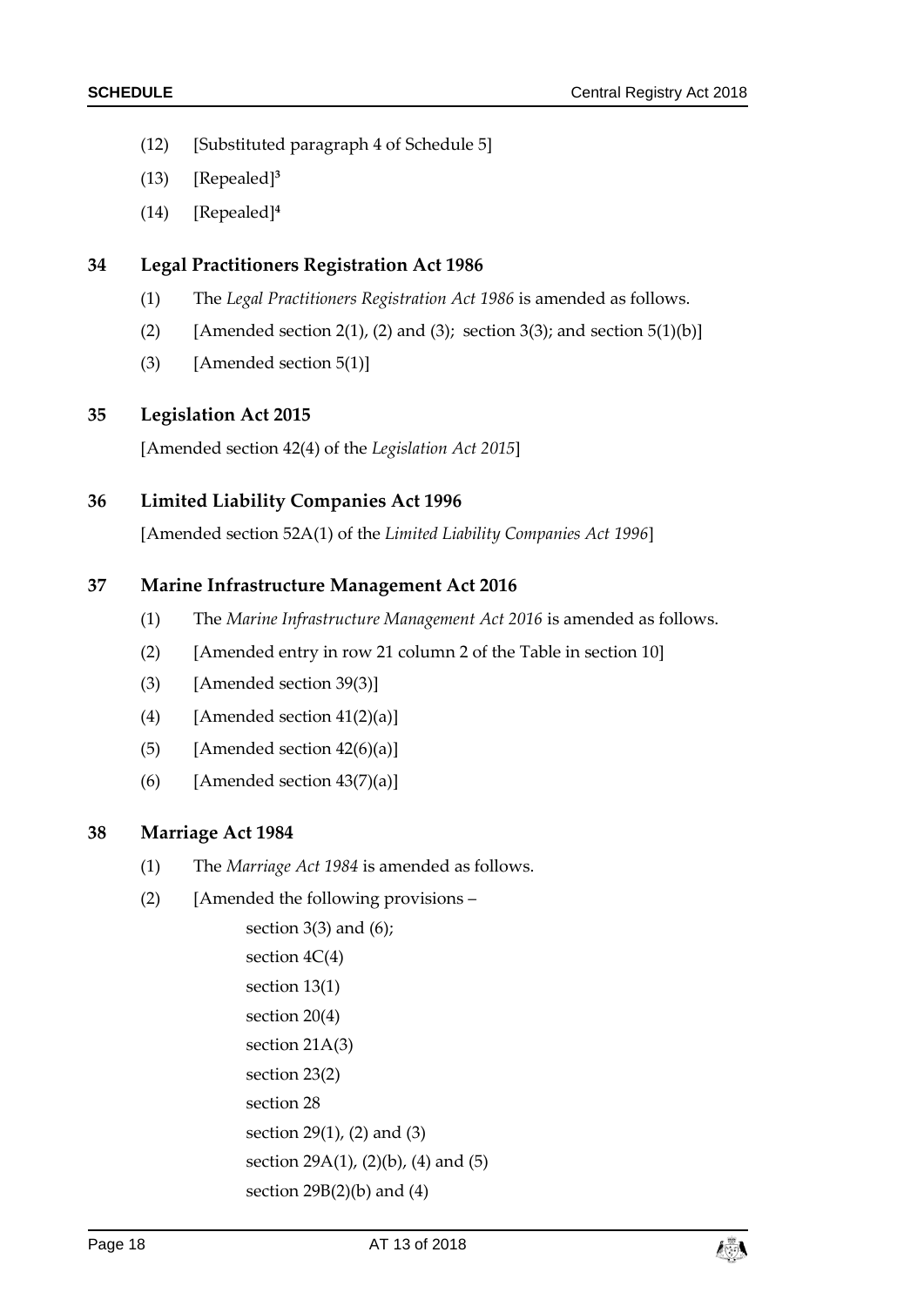(12) [Substituted paragraph 4 of Schedule 5]

(13) [Repealed][3]

(14) [Repealed][4]

## 34 Legal Practitioners Registration Act 1986

(1) The *Legal Practitioners Registration Act 1986* is amended as follows.

(2) [Amended section 2(1), (2) and (3); section 3(3); and section 5(1)(b)]

(3) [Amended section 5(1)]

## 35 Legislation Act 2015

[Amended section 42(4) of the *Legislation Act 2015*]

## 36 Limited Liability Companies Act 1996

[Amended section 52A(1) of the *Limited Liability Companies Act 1996*]

## 37 Marine Infrastructure Management Act 2016

(1) The *Marine Infrastructure Management Act 2016* is amended as follows.

(2) [Amended entry in row 21 column 2 of the Table in section 10]

(3) [Amended section 39(3)]

(4) [Amended section 41(2)(a)]

(5) [Amended section 42(6)(a)]

(6) [Amended section 43(7)(a)]

## 38 Marriage Act 1984

(1) The *Marriage Act 1984* is amended as follows.

(2) [Amended the following provisions –

section 3(3) and (6);
section 4C(4)
section 13(1)
section 20(4)
section 21A(3)
section 23(2)
section 28
section 29(1), (2) and (3)
section 29A(1), (2)(b), (4) and (5)
section 29B(2)(b) and (4)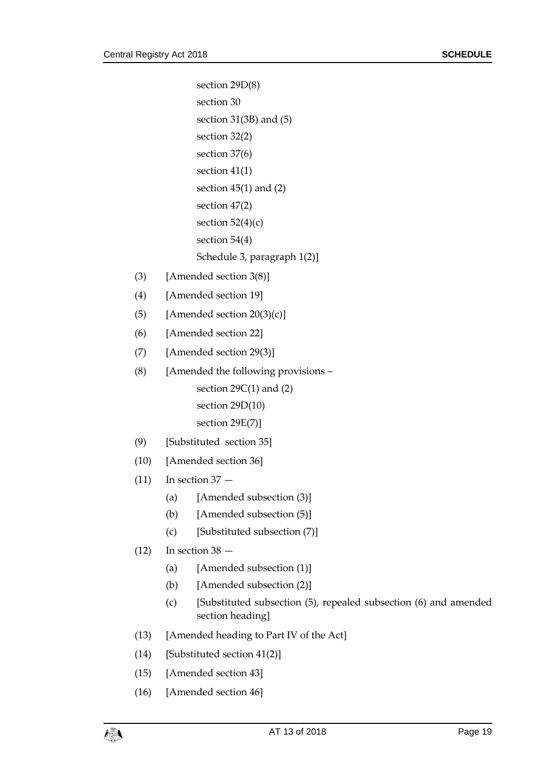section 29D(8)

section 30

section 31(3B) and (5)

section 32(2)

section 37(6)

section 41(1)

section 45(1) and (2)

section 47(2)

section 52(4)(c)

section 54(4)

Schedule 3, paragraph 1(2)]

(3) [Amended section 3(8)]

(4) [Amended section 19]

(5) [Amended section 20(3)(c)]

(6) [Amended section 22]

(7) [Amended section 29(3)]

(8) [Amended the following provisions –

section 29C(1) and (2)

section 29D(10)

section 29E(7)]

(9) [Substituted section 35]

(10) [Amended section 36]

(11) In section 37 —

(a) [Amended subsection (3)]

(b) [Amended subsection (5)]

(c) [Substituted subsection (7)]

(12) In section 38 —

(a) [Amended subsection (1)]

(b) [Amended subsection (2)]

(c) [Substituted subsection (5), repealed subsection (6) and amended section heading]

(13) [Amended heading to Part IV of the Act]

(14) [Substituted section 41(2)]

(15) [Amended section 43]

(16) [Amended section 46]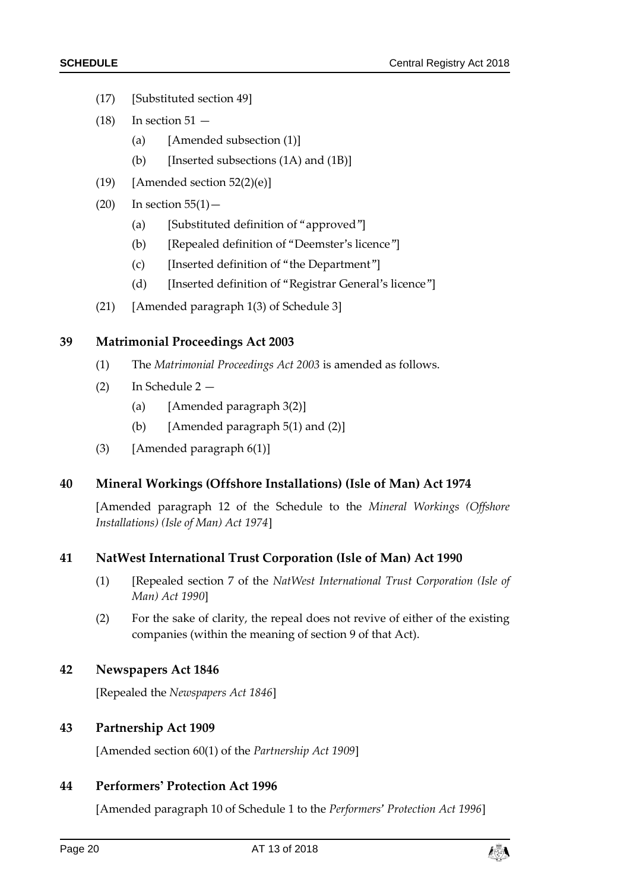(17) [Substituted section 49]

(18) In section 51 —

   (a) [Amended subsection (1)]

   (b) [Inserted subsections (1A) and (1B)]

(19) [Amended section 52(2)(e)]

(20) In section 55(1)—

   (a) [Substituted definition of "approved"]

   (b) [Repealed definition of "Deemster's licence"]

   (c) [Inserted definition of "the Department"]

   (d) [Inserted definition of "Registrar General's licence"]

(21) [Amended paragraph 1(3) of Schedule 3]

## 39 Matrimonial Proceedings Act 2003

(1) The *Matrimonial Proceedings Act 2003* is amended as follows.

(2) In Schedule 2 —

   (a) [Amended paragraph 3(2)]

   (b) [Amended paragraph 5(1) and (2)]

(3) [Amended paragraph 6(1)]

## 40 Mineral Workings (Offshore Installations) (Isle of Man) Act 1974

[Amended paragraph 12 of the Schedule to the *Mineral Workings (Offshore Installations) (Isle of Man) Act 1974*]

## 41 NatWest International Trust Corporation (Isle of Man) Act 1990

(1) [Repealed section 7 of the *NatWest International Trust Corporation (Isle of Man) Act 1990*]

(2) For the sake of clarity, the repeal does not revive of either of the existing companies (within the meaning of section 9 of that Act).

## 42 Newspapers Act 1846

[Repealed the *Newspapers Act 1846*]

## 43 Partnership Act 1909

[Amended section 60(1) of the *Partnership Act 1909*]

## 44 Performers' Protection Act 1996

[Amended paragraph 10 of Schedule 1 to the *Performers' Protection Act 1996*]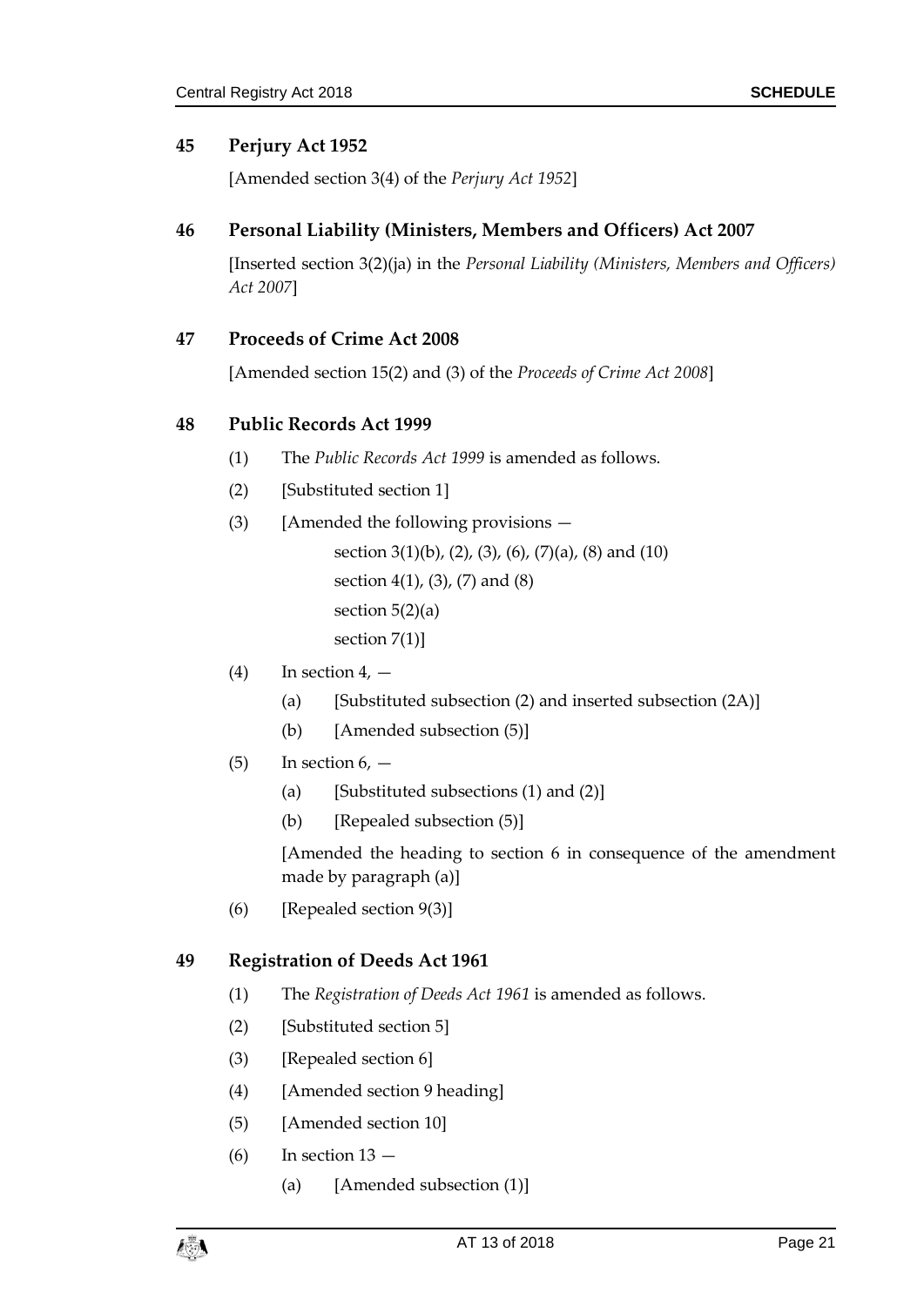## 45 Perjury Act 1952

[Amended section 3(4) of the *Perjury Act 1952*]

## 46 Personal Liability (Ministers, Members and Officers) Act 2007

[Inserted section 3(2)(ja) in the *Personal Liability (Ministers, Members and Officers) Act 2007*]

## 47 Proceeds of Crime Act 2008

[Amended section 15(2) and (3) of the *Proceeds of Crime Act 2008*]

## 48 Public Records Act 1999

(1) The *Public Records Act 1999* is amended as follows.

(2) [Substituted section 1]

(3) [Amended the following provisions —

section 3(1)(b), (2), (3), (6), (7)(a), (8) and (10)

section 4(1), (3), (7) and (8)

section 5(2)(a)

section 7(1)]

(4) In section 4, —

(a) [Substituted subsection (2) and inserted subsection (2A)]

(b) [Amended subsection (5)]

(5) In section 6, —

(a) [Substituted subsections (1) and (2)]

(b) [Repealed subsection (5)]

[Amended the heading to section 6 in consequence of the amendment made by paragraph (a)]

(6) [Repealed section 9(3)]

## 49 Registration of Deeds Act 1961

(1) The *Registration of Deeds Act 1961* is amended as follows.

(2) [Substituted section 5]

(3) [Repealed section 6]

(4) [Amended section 9 heading]

(5) [Amended section 10]

(6) In section 13 —

(a) [Amended subsection (1)]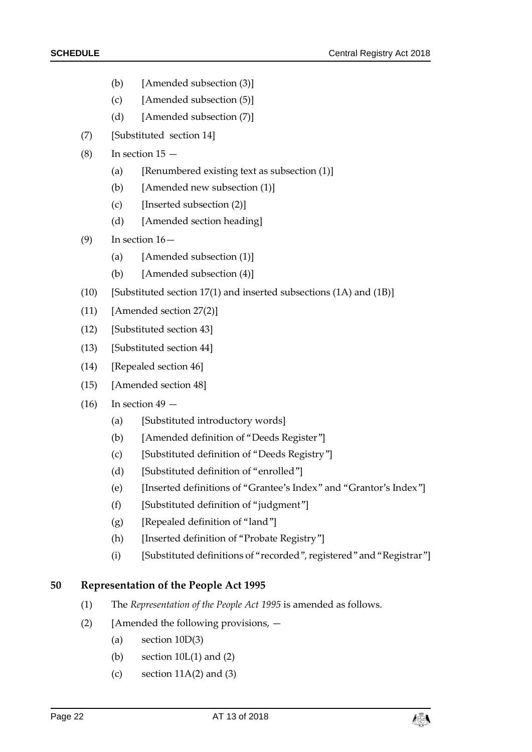- (b) [Amended subsection (3)]
- (c) [Amended subsection (5)]
- (d) [Amended subsection (7)]

(7) [Substituted section 14]

(8) In section 15 —

- (a) [Renumbered existing text as subsection (1)]
- (b) [Amended new subsection (1)]
- (c) [Inserted subsection (2)]
- (d) [Amended section heading]

(9) In section 16—

- (a) [Amended subsection (1)]
- (b) [Amended subsection (4)]

(10) [Substituted section 17(1) and inserted subsections (1A) and (1B)]

(11) [Amended section 27(2)]

(12) [Substituted section 43]

(13) [Substituted section 44]

(14) [Repealed section 46]

(15) [Amended section 48]

(16) In section 49 —

- (a) [Substituted introductory words]
- (b) [Amended definition of "Deeds Register"]
- (c) [Substituted definition of "Deeds Registry"]
- (d) [Substituted definition of "enrolled"]
- (e) [Inserted definitions of "Grantee's Index" and "Grantor's Index"]
- (f) [Substituted definition of "judgment"]
- (g) [Repealed definition of "land"]
- (h) [Inserted definition of "Probate Registry"]
- (i) [Substituted definitions of "recorded", registered" and "Registrar"]

## 50 Representation of the People Act 1995

(1) The *Representation of the People Act 1995* is amended as follows.

(2) [Amended the following provisions, —

- (a) section 10D(3)
- (b) section 10L(1) and (2)
- (c) section 11A(2) and (3)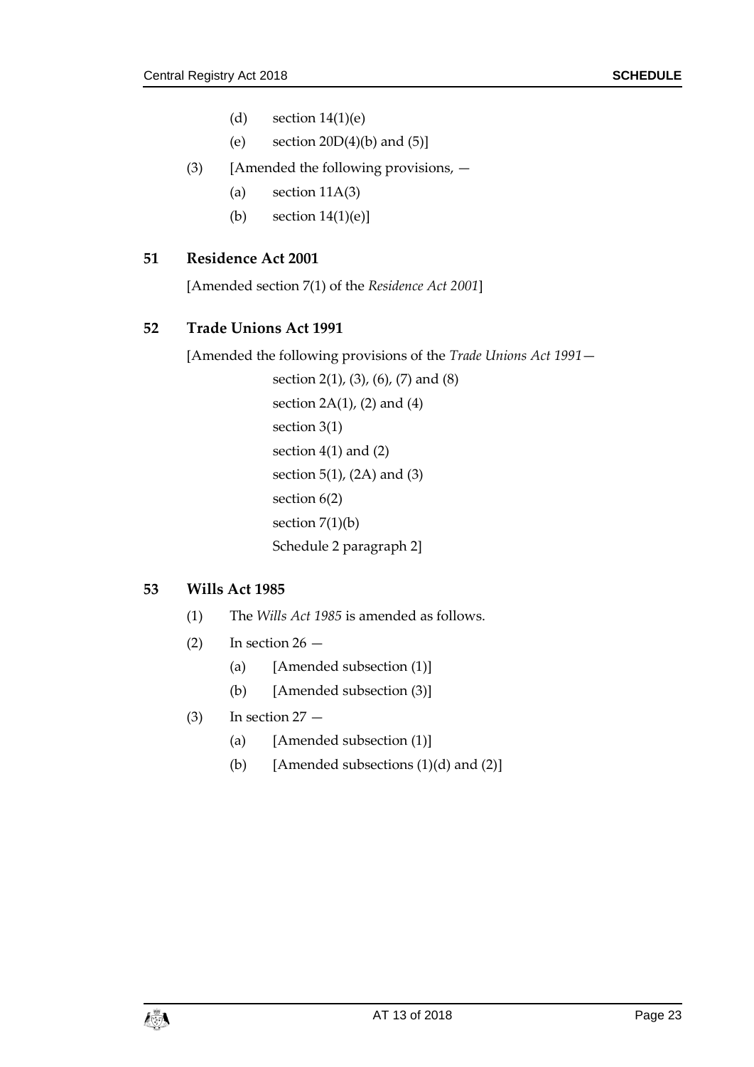(d) section 14(1)(e)

(e) section 20D(4)(b) and (5)]

(3) [Amended the following provisions, —

(a) section 11A(3)

(b) section 14(1)(e)]

## 51 Residence Act 2001

[Amended section 7(1) of the *Residence Act 2001*]

## 52 Trade Unions Act 1991

[Amended the following provisions of the *Trade Unions Act 1991*—

section 2(1), (3), (6), (7) and (8)

section 2A(1), (2) and (4)

section 3(1)

section 4(1) and (2)

section 5(1), (2A) and (3)

section 6(2)

section 7(1)(b)

Schedule 2 paragraph 2]

## 53 Wills Act 1985

(1) The *Wills Act 1985* is amended as follows.

(2) In section 26 —

(a) [Amended subsection (1)]

(b) [Amended subsection (3)]

(3) In section 27 —

(a) [Amended subsection (1)]

(b) [Amended subsections (1)(d) and (2)]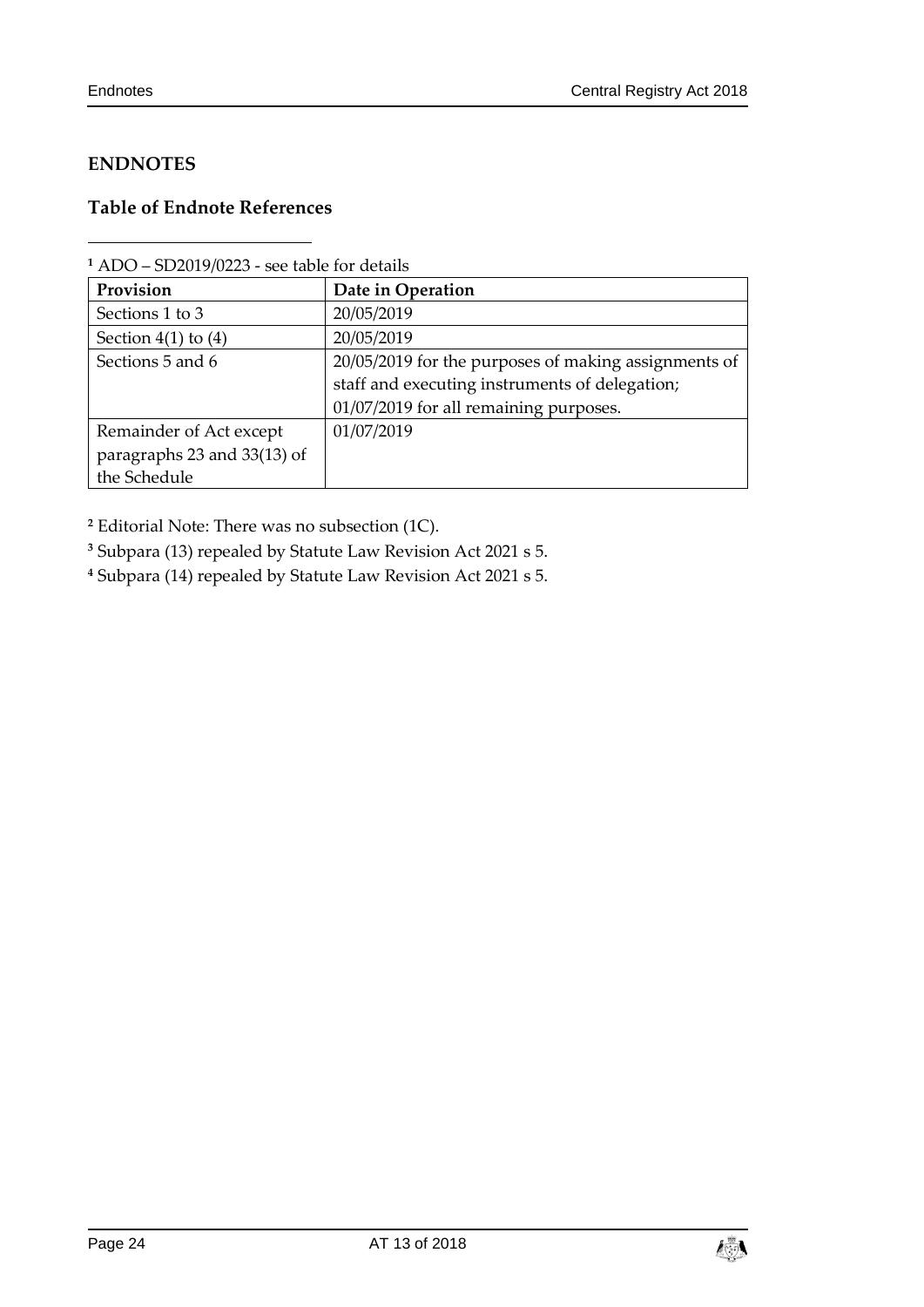## ENDNOTES

### Table of Endnote References

[1] ADO – SD2019/0223 - see table for details

| Provision | Date in Operation |
| --- | --- |
| Sections 1 to 3 | 20/05/2019 |
| Section 4(1) to (4) | 20/05/2019 |
| Sections 5 and 6 | 20/05/2019 for the purposes of making assignments of staff and executing instruments of delegation; 01/07/2019 for all remaining purposes. |
| Remainder of Act except paragraphs 23 and 33(13) of the Schedule | 01/07/2019 |

[2] Editorial Note: There was no subsection (1C).

[3] Subpara (13) repealed by Statute Law Revision Act 2021 s 5.

[4] Subpara (14) repealed by Statute Law Revision Act 2021 s 5.